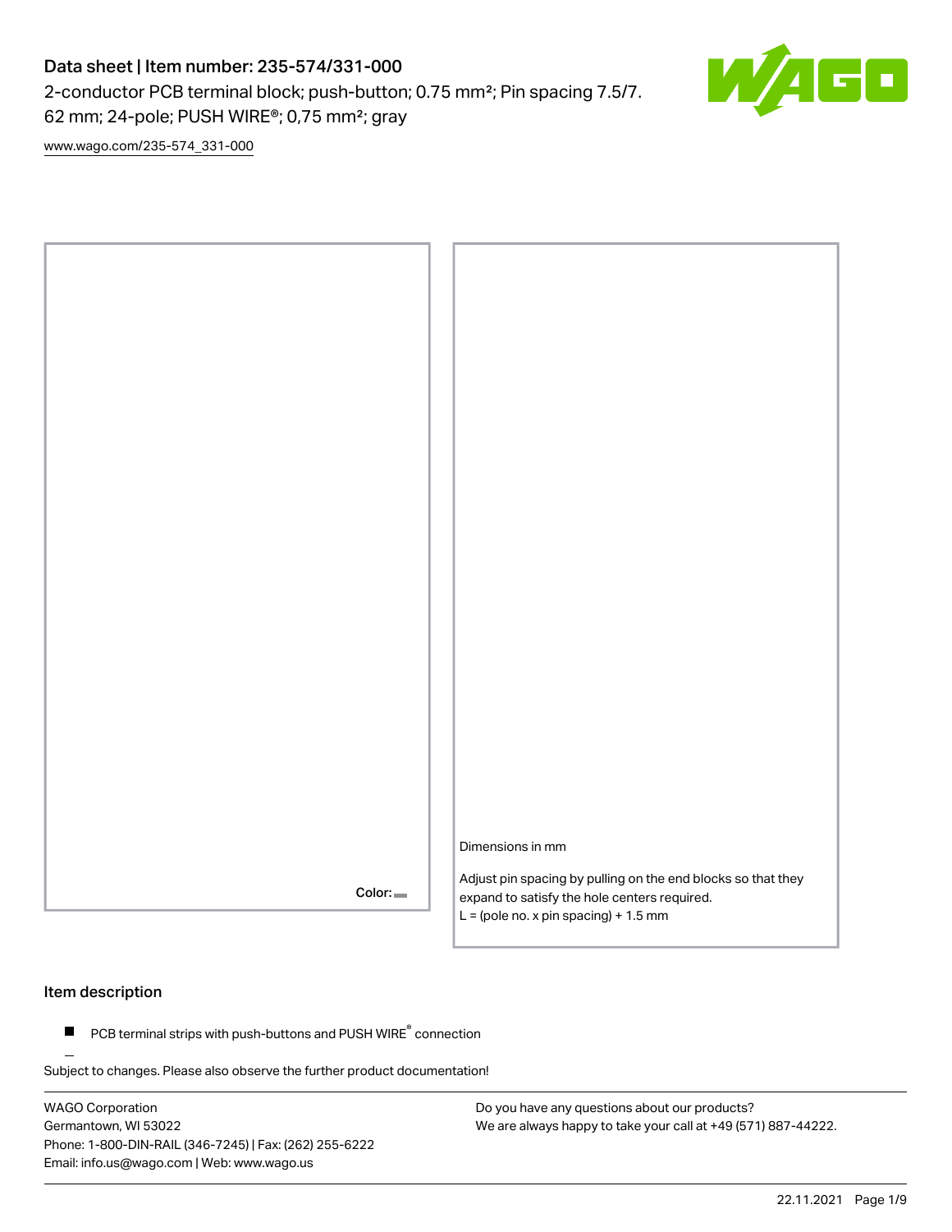# Data sheet | Item number: 235-574/331-000

2-conductor PCB terminal block; push-button; 0.75 mm²; Pin spacing 7.5/7.62 mm; 24-pole; PUSH WIRE®; 0,75 mm²; gray

www.wago.com/235-574_331-000

Color:

Dimensions in mm

Adjust pin spacing by pulling on the end blocks so that they expand to satisfy the hole centers required.
L = (pole no. x pin spacing) + 1.5 mm

## Item description

- PCB terminal strips with push-buttons and PUSH WIRE® connection

Subject to changes. Please also observe the further product documentation!

WAGO Corporation
Germantown, WI 53022
Phone: 1-800-DIN-RAIL (346-7245) | Fax: (262) 255-6222
Email: info.us@wago.com | Web: www.wago.us

Do you have any questions about our products?
We are always happy to take your call at +49 (571) 887-44222.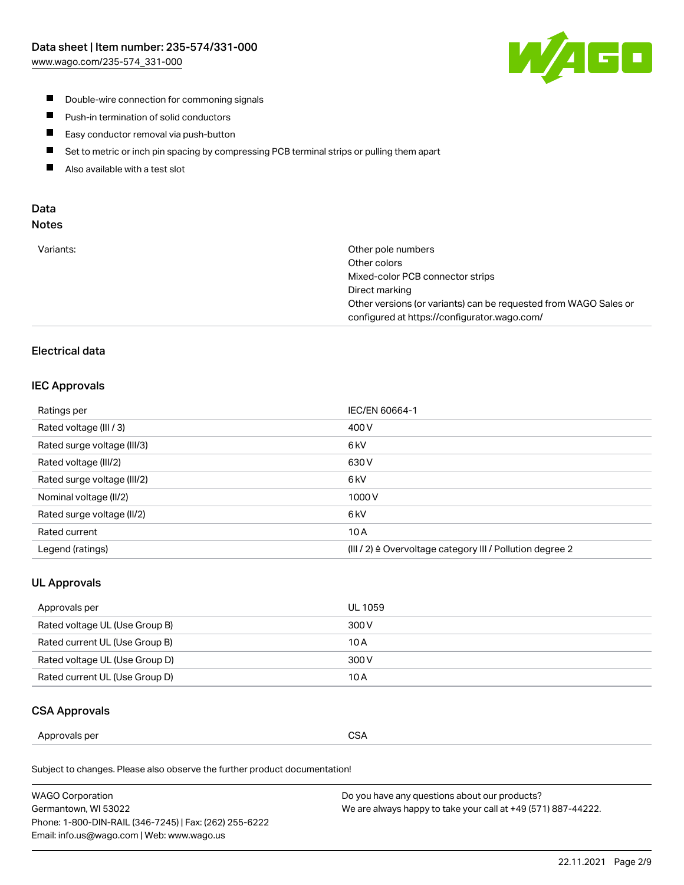- Double-wire connection for commoning signals
- Push-in termination of solid conductors
- Easy conductor removal via push-button
- Set to metric or inch pin spacing by compressing PCB terminal strips or pulling them apart
- Also available with a test slot

## Data

### Notes

| | |
|---|---|
| Variants: | Other pole numbers<br>Other colors<br>Mixed-color PCB connector strips<br>Direct marking<br>Other versions (or variants) can be requested from WAGO Sales or configured at https://configurator.wago.com/ |

### Electrical data

#### IEC Approvals

| | |
|---|---|
| Ratings per | IEC/EN 60664-1 |
| Rated voltage (III / 3) | 400 V |
| Rated surge voltage (III/3) | 6 kV |
| Rated voltage (III/2) | 630 V |
| Rated surge voltage (III/2) | 6 kV |
| Nominal voltage (II/2) | 1000 V |
| Rated surge voltage (II/2) | 6 kV |
| Rated current | 10 A |
| Legend (ratings) | (III / 2) ≙ Overvoltage category III / Pollution degree 2 |

#### UL Approvals

| | |
|---|---|
| Approvals per | UL 1059 |
| Rated voltage UL (Use Group B) | 300 V |
| Rated current UL (Use Group B) | 10 A |
| Rated voltage UL (Use Group D) | 300 V |
| Rated current UL (Use Group D) | 10 A |

#### CSA Approvals

| | |
|---|---|
| Approvals per | CSA |

Subject to changes. Please also observe the further product documentation!

WAGO Corporation
Germantown, WI 53022
Phone: 1-800-DIN-RAIL (346-7245) | Fax: (262) 255-6222
Email: info.us@wago.com | Web: www.wago.us

Do you have any questions about our products?
We are always happy to take your call at +49 (571) 887-44222.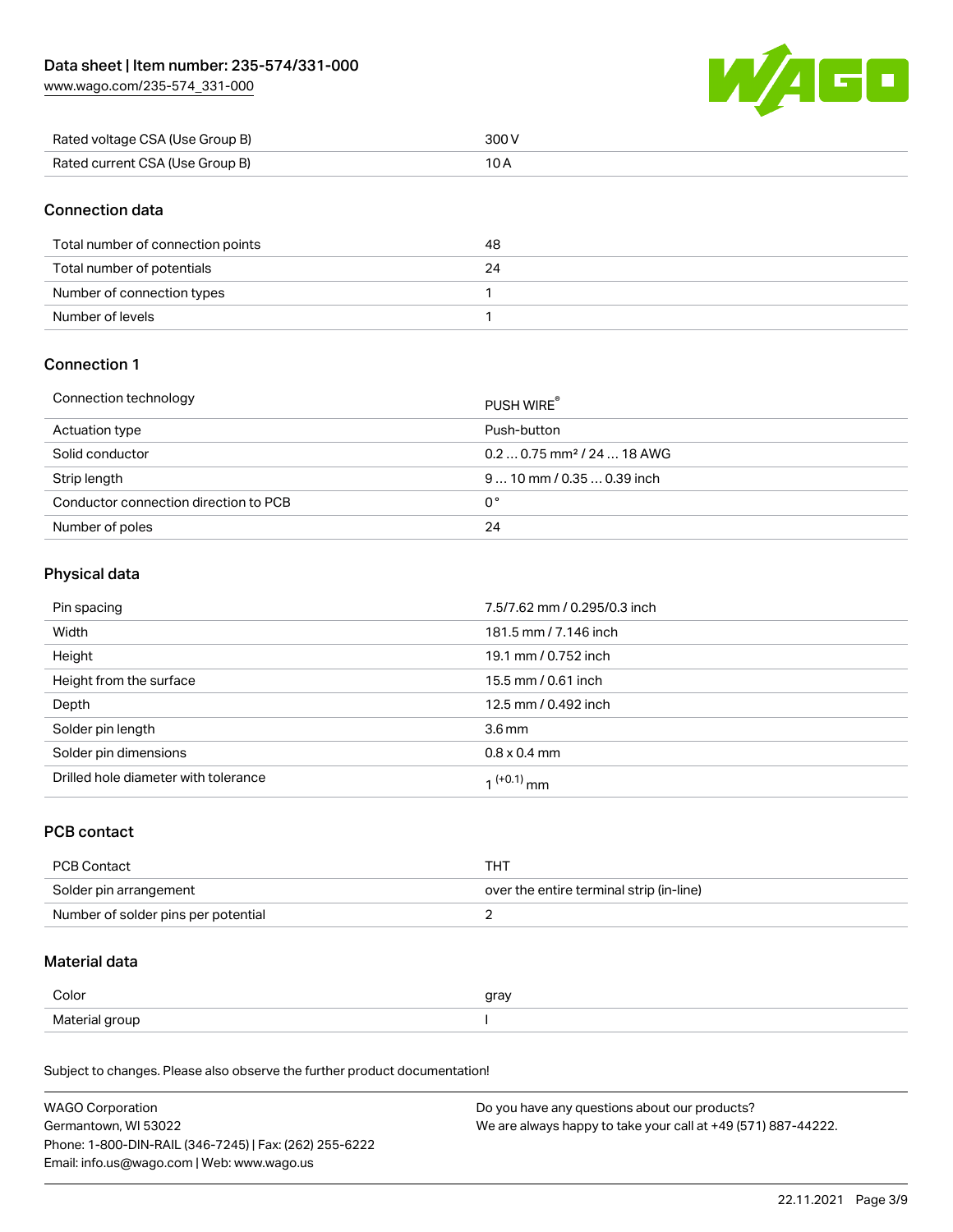| | |
|---|---|
| Rated voltage CSA (Use Group B) | 300 V |
| Rated current CSA (Use Group B) | 10 A |

## Connection data

| | |
|---|---|
| Total number of connection points | 48 |
| Total number of potentials | 24 |
| Number of connection types | 1 |
| Number of levels | 1 |

## Connection 1

| | |
|---|---|
| Connection technology | PUSH WIRE® |
| Actuation type | Push-button |
| Solid conductor | 0.2 … 0.75 mm² / 24 … 18 AWG |
| Strip length | 9 … 10 mm / 0.35 … 0.39 inch |
| Conductor connection direction to PCB | 0 ° |
| Number of poles | 24 |

## Physical data

| | |
|---|---|
| Pin spacing | 7.5/7.62 mm / 0.295/0.3 inch |
| Width | 181.5 mm / 7.146 inch |
| Height | 19.1 mm / 0.752 inch |
| Height from the surface | 15.5 mm / 0.61 inch |
| Depth | 12.5 mm / 0.492 inch |
| Solder pin length | 3.6 mm |
| Solder pin dimensions | 0.8 x 0.4 mm |
| Drilled hole diameter with tolerance | $1^{(+0.1)}$ mm |

## PCB contact

| | |
|---|---|
| PCB Contact | THT |
| Solder pin arrangement | over the entire terminal strip (in-line) |
| Number of solder pins per potential | 2 |

## Material data

| | |
|---|---|
| Color | gray |
| Material group | I |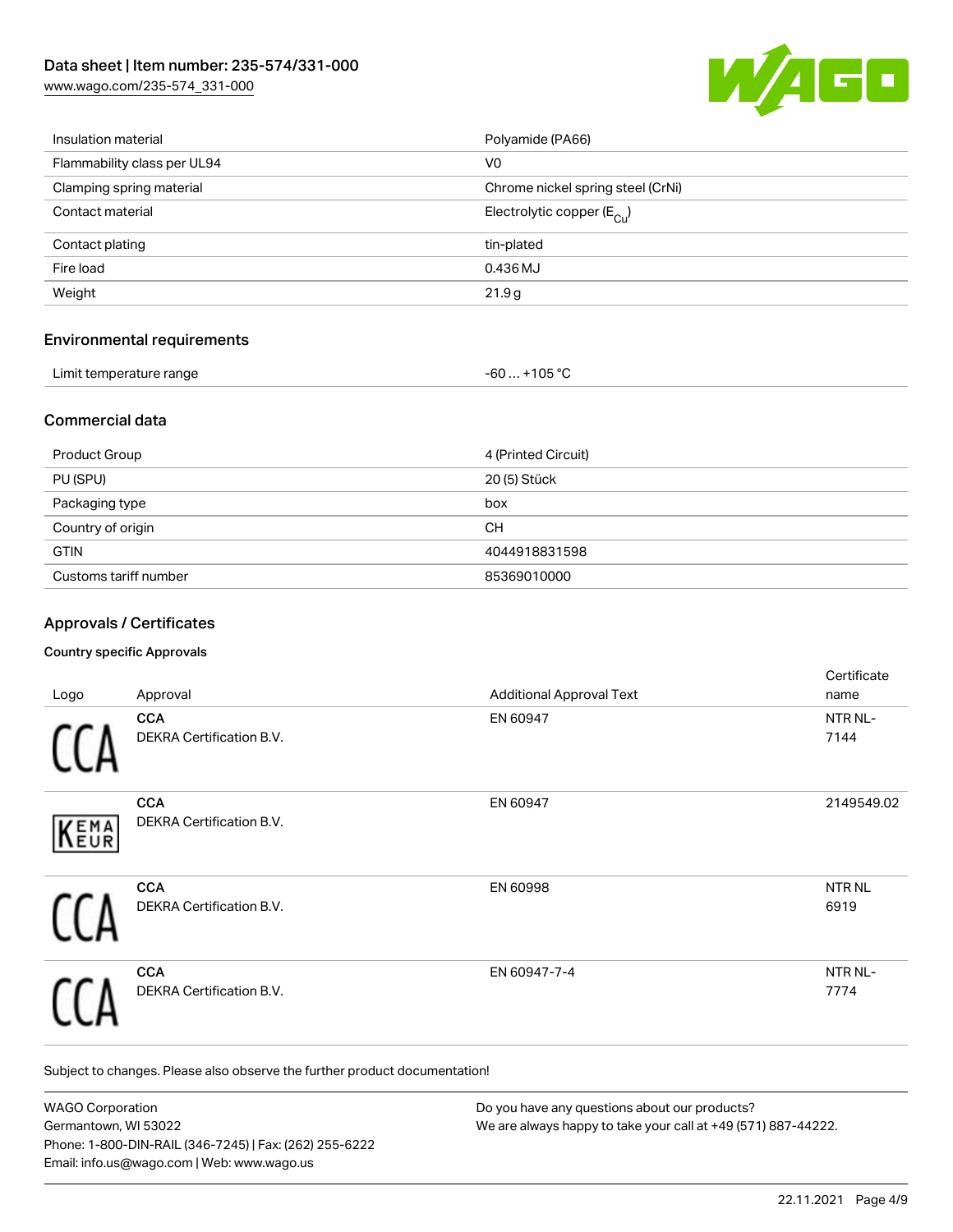| Insulation material | Polyamide (PA66) |
| --- | --- |
| Flammability class per UL94 | V0 |
| Clamping spring material | Chrome nickel spring steel (CrNi) |
| Contact material | Electrolytic copper ($E_{Cu}$) |
| Contact plating | tin-plated |
| Fire load | 0.436 MJ |
| Weight | 21.9 g |

## Environmental requirements

| Limit temperature range | -60 … +105 °C |
| --- | --- |

## Commercial data

| Product Group | 4 (Printed Circuit) |
| --- | --- |
| PU (SPU) | 20 (5) Stück |
| Packaging type | box |
| Country of origin | CH |
| GTIN | 4044918831598 |
| Customs tariff number | 85369010000 |

## Approvals / Certificates

### Country specific Approvals

| Logo | Approval | Additional Approval Text | Certificate name |
| --- | --- | --- | --- |
| CCA | **CCA** DEKRA Certification B.V. | EN 60947 | NTR NL-7144 |
| KEMA EUR | **CCA** DEKRA Certification B.V. | EN 60947 | 2149549.02 |
| CCA | **CCA** DEKRA Certification B.V. | EN 60998 | NTR NL 6919 |
| CCA | **CCA** DEKRA Certification B.V. | EN 60947-7-4 | NTR NL-7774 |

Subject to changes. Please also observe the further product documentation!

WAGO Corporation
Germantown, WI 53022
Phone: 1-800-DIN-RAIL (346-7245) | Fax: (262) 255-6222
Email: info.us@wago.com | Web: www.wago.us

Do you have any questions about our products?
We are always happy to take your call at +49 (571) 887-44222.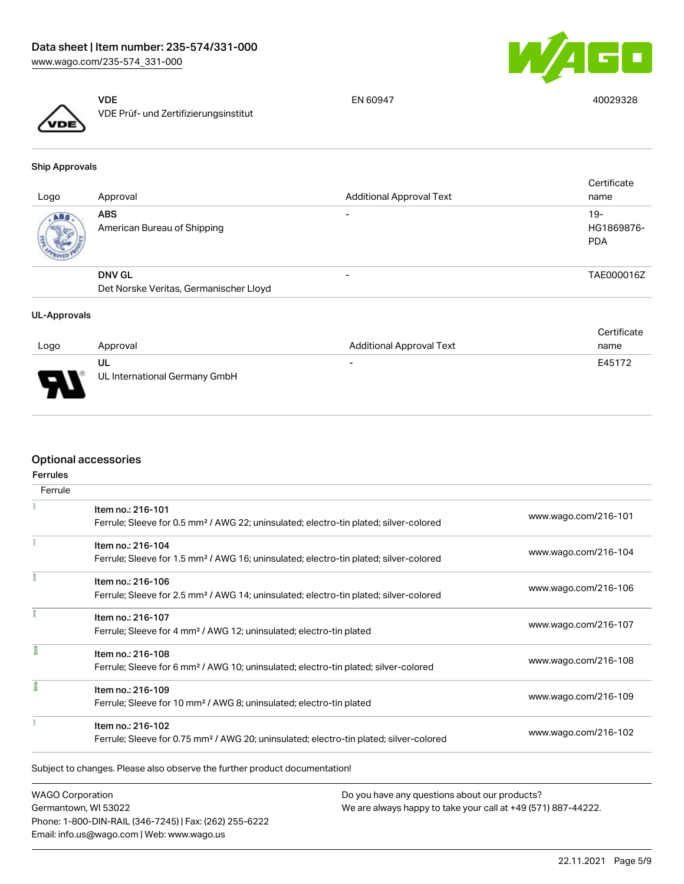| Logo | Approval | Additional Approval Text | Certificate name |
|---|---|---|---|
| | **VDE** VDE Prüf- und Zertifizierungsinstitut | EN 60947 | 40029328 |

### Ship Approvals

| Logo | Approval | Additional Approval Text | Certificate name |
|---|---|---|---|
| | **ABS** American Bureau of Shipping | - | 19-HG1869876-PDA |
| | **DNV GL** Det Norske Veritas, Germanischer Lloyd | - | TAE000016Z |

### UL-Approvals

| Logo | Approval | Additional Approval Text | Certificate name |
|---|---|---|---|
| | **UL** UL International Germany GmbH | - | E45172 |

## Optional accessories

### Ferrules

| Ferrule | | |
|---|---|---|
| | Item no.: 216-101<br>Ferrule; Sleeve for 0.5 mm² / AWG 22; uninsulated; electro-tin plated; silver-colored | www.wago.com/216-101 |
| | Item no.: 216-104<br>Ferrule; Sleeve for 1.5 mm² / AWG 16; uninsulated; electro-tin plated; silver-colored | www.wago.com/216-104 |
| | Item no.: 216-106<br>Ferrule; Sleeve for 2.5 mm² / AWG 14; uninsulated; electro-tin plated; silver-colored | www.wago.com/216-106 |
| | Item no.: 216-107<br>Ferrule; Sleeve for 4 mm² / AWG 12; uninsulated; electro-tin plated | www.wago.com/216-107 |
| | Item no.: 216-108<br>Ferrule; Sleeve for 6 mm² / AWG 10; uninsulated; electro-tin plated; silver-colored | www.wago.com/216-108 |
| | Item no.: 216-109<br>Ferrule; Sleeve for 10 mm² / AWG 8; uninsulated; electro-tin plated | www.wago.com/216-109 |
| | Item no.: 216-102<br>Ferrule; Sleeve for 0.75 mm² / AWG 20; uninsulated; electro-tin plated; silver-colored | www.wago.com/216-102 |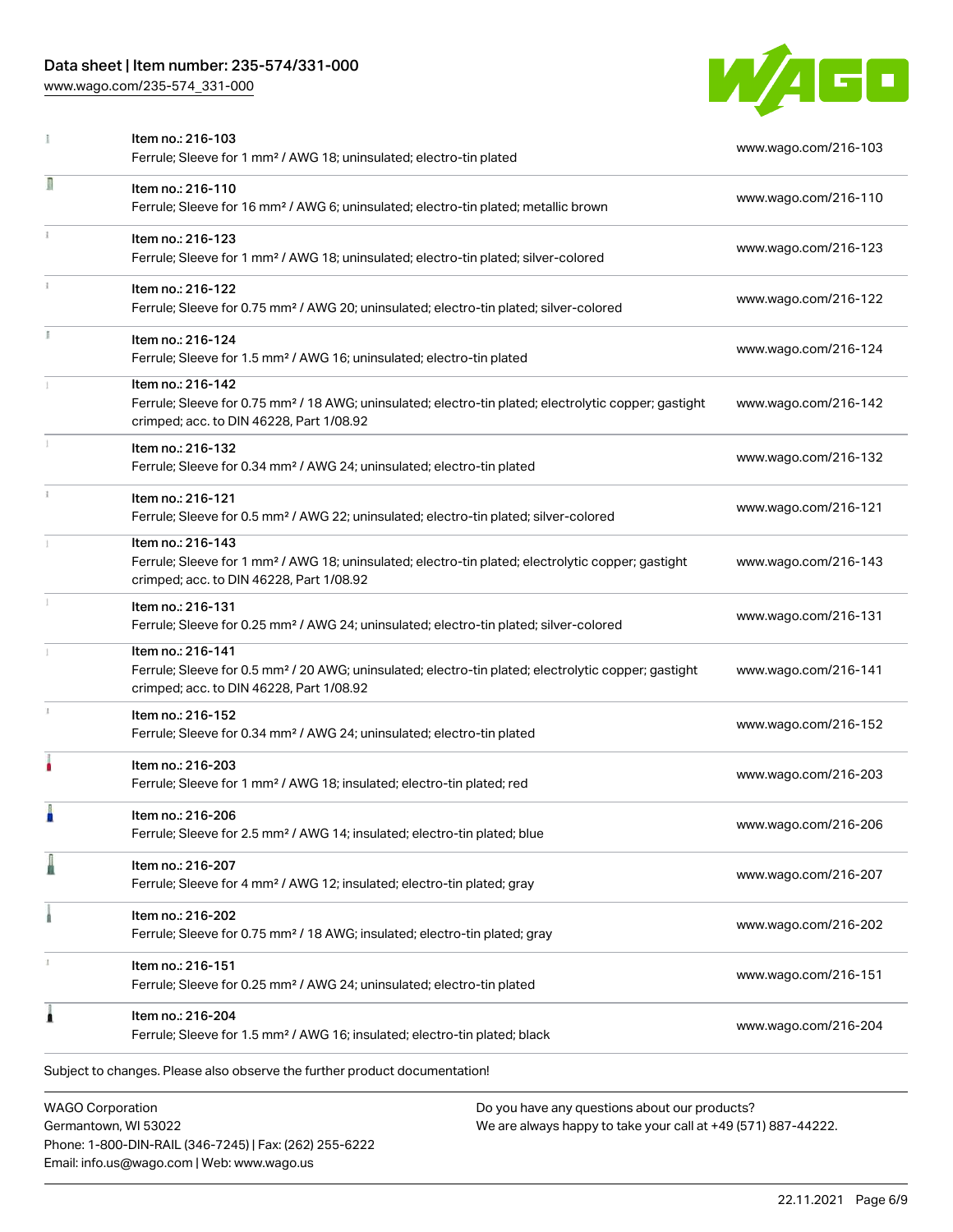| Item | Description | Link |
| --- | --- | --- |
| Item no.: 216-103 | Ferrule; Sleeve for 1 mm² / AWG 18; uninsulated; electro-tin plated | www.wago.com/216-103 |
| Item no.: 216-110 | Ferrule; Sleeve for 16 mm² / AWG 6; uninsulated; electro-tin plated; metallic brown | www.wago.com/216-110 |
| Item no.: 216-123 | Ferrule; Sleeve for 1 mm² / AWG 18; uninsulated; electro-tin plated; silver-colored | www.wago.com/216-123 |
| Item no.: 216-122 | Ferrule; Sleeve for 0.75 mm² / AWG 20; uninsulated; electro-tin plated; silver-colored | www.wago.com/216-122 |
| Item no.: 216-124 | Ferrule; Sleeve for 1.5 mm² / AWG 16; uninsulated; electro-tin plated | www.wago.com/216-124 |
| Item no.: 216-142 | Ferrule; Sleeve for 0.75 mm² / 18 AWG; uninsulated; electro-tin plated; electrolytic copper; gastight crimped; acc. to DIN 46228, Part 1/08.92 | www.wago.com/216-142 |
| Item no.: 216-132 | Ferrule; Sleeve for 0.34 mm² / AWG 24; uninsulated; electro-tin plated | www.wago.com/216-132 |
| Item no.: 216-121 | Ferrule; Sleeve for 0.5 mm² / AWG 22; uninsulated; electro-tin plated; silver-colored | www.wago.com/216-121 |
| Item no.: 216-143 | Ferrule; Sleeve for 1 mm² / AWG 18; uninsulated; electro-tin plated; electrolytic copper; gastight crimped; acc. to DIN 46228, Part 1/08.92 | www.wago.com/216-143 |
| Item no.: 216-131 | Ferrule; Sleeve for 0.25 mm² / AWG 24; uninsulated; electro-tin plated; silver-colored | www.wago.com/216-131 |
| Item no.: 216-141 | Ferrule; Sleeve for 0.5 mm² / 20 AWG; uninsulated; electro-tin plated; electrolytic copper; gastight crimped; acc. to DIN 46228, Part 1/08.92 | www.wago.com/216-141 |
| Item no.: 216-152 | Ferrule; Sleeve for 0.34 mm² / AWG 24; uninsulated; electro-tin plated | www.wago.com/216-152 |
| Item no.: 216-203 | Ferrule; Sleeve for 1 mm² / AWG 18; insulated; electro-tin plated; red | www.wago.com/216-203 |
| Item no.: 216-206 | Ferrule; Sleeve for 2.5 mm² / AWG 14; insulated; electro-tin plated; blue | www.wago.com/216-206 |
| Item no.: 216-207 | Ferrule; Sleeve for 4 mm² / AWG 12; insulated; electro-tin plated; gray | www.wago.com/216-207 |
| Item no.: 216-202 | Ferrule; Sleeve for 0.75 mm² / 18 AWG; insulated; electro-tin plated; gray | www.wago.com/216-202 |
| Item no.: 216-151 | Ferrule; Sleeve for 0.25 mm² / AWG 24; uninsulated; electro-tin plated | www.wago.com/216-151 |
| Item no.: 216-204 | Ferrule; Sleeve for 1.5 mm² / AWG 16; insulated; electro-tin plated; black | www.wago.com/216-204 |

Subject to changes. Please also observe the further product documentation!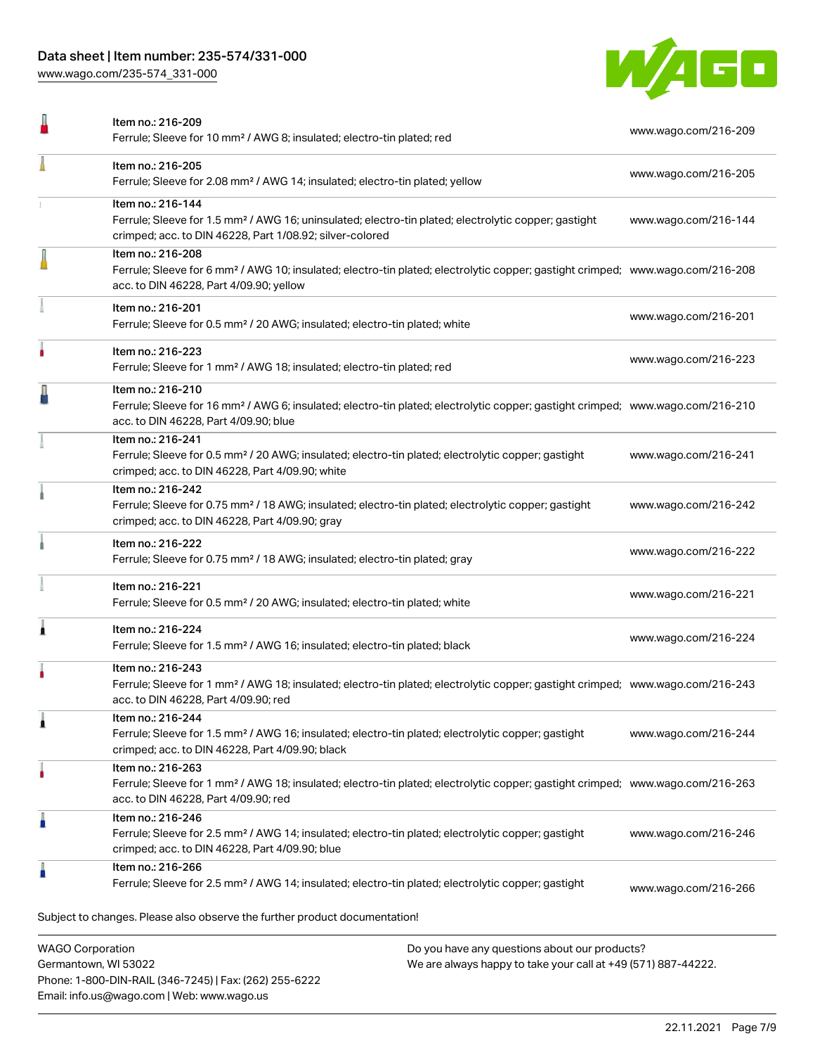| Item | Description | Link |
|---|---|---|
| Item no.: 216-209 | Ferrule; Sleeve for 10 mm² / AWG 8; insulated; electro-tin plated; red | www.wago.com/216-209 |
| Item no.: 216-205 | Ferrule; Sleeve for 2.08 mm² / AWG 14; insulated; electro-tin plated; yellow | www.wago.com/216-205 |
| Item no.: 216-144 | Ferrule; Sleeve for 1.5 mm² / AWG 16; uninsulated; electro-tin plated; electrolytic copper; gastight crimped; acc. to DIN 46228, Part 1/08.92; silver-colored | www.wago.com/216-144 |
| Item no.: 216-208 | Ferrule; Sleeve for 6 mm² / AWG 10; insulated; electro-tin plated; electrolytic copper; gastight crimped; acc. to DIN 46228, Part 4/09.90; yellow | www.wago.com/216-208 |
| Item no.: 216-201 | Ferrule; Sleeve for 0.5 mm² / 20 AWG; insulated; electro-tin plated; white | www.wago.com/216-201 |
| Item no.: 216-223 | Ferrule; Sleeve for 1 mm² / AWG 18; insulated; electro-tin plated; red | www.wago.com/216-223 |
| Item no.: 216-210 | Ferrule; Sleeve for 16 mm² / AWG 6; insulated; electro-tin plated; electrolytic copper; gastight crimped; acc. to DIN 46228, Part 4/09.90; blue | www.wago.com/216-210 |
| Item no.: 216-241 | Ferrule; Sleeve for 0.5 mm² / 20 AWG; insulated; electro-tin plated; electrolytic copper; gastight crimped; acc. to DIN 46228, Part 4/09.90; white | www.wago.com/216-241 |
| Item no.: 216-242 | Ferrule; Sleeve for 0.75 mm² / 18 AWG; insulated; electro-tin plated; electrolytic copper; gastight crimped; acc. to DIN 46228, Part 4/09.90; gray | www.wago.com/216-242 |
| Item no.: 216-222 | Ferrule; Sleeve for 0.75 mm² / 18 AWG; insulated; electro-tin plated; gray | www.wago.com/216-222 |
| Item no.: 216-221 | Ferrule; Sleeve for 0.5 mm² / 20 AWG; insulated; electro-tin plated; white | www.wago.com/216-221 |
| Item no.: 216-224 | Ferrule; Sleeve for 1.5 mm² / AWG 16; insulated; electro-tin plated; black | www.wago.com/216-224 |
| Item no.: 216-243 | Ferrule; Sleeve for 1 mm² / AWG 18; insulated; electro-tin plated; electrolytic copper; gastight crimped; acc. to DIN 46228, Part 4/09.90; red | www.wago.com/216-243 |
| Item no.: 216-244 | Ferrule; Sleeve for 1.5 mm² / AWG 16; insulated; electro-tin plated; electrolytic copper; gastight crimped; acc. to DIN 46228, Part 4/09.90; black | www.wago.com/216-244 |
| Item no.: 216-263 | Ferrule; Sleeve for 1 mm² / AWG 18; insulated; electro-tin plated; electrolytic copper; gastight crimped; acc. to DIN 46228, Part 4/09.90; red | www.wago.com/216-263 |
| Item no.: 216-246 | Ferrule; Sleeve for 2.5 mm² / AWG 14; insulated; electro-tin plated; electrolytic copper; gastight crimped; acc. to DIN 46228, Part 4/09.90; blue | www.wago.com/216-246 |
| Item no.: 216-266 | Ferrule; Sleeve for 2.5 mm² / AWG 14; insulated; electro-tin plated; electrolytic copper; gastight | www.wago.com/216-266 |

Subject to changes. Please also observe the further product documentation!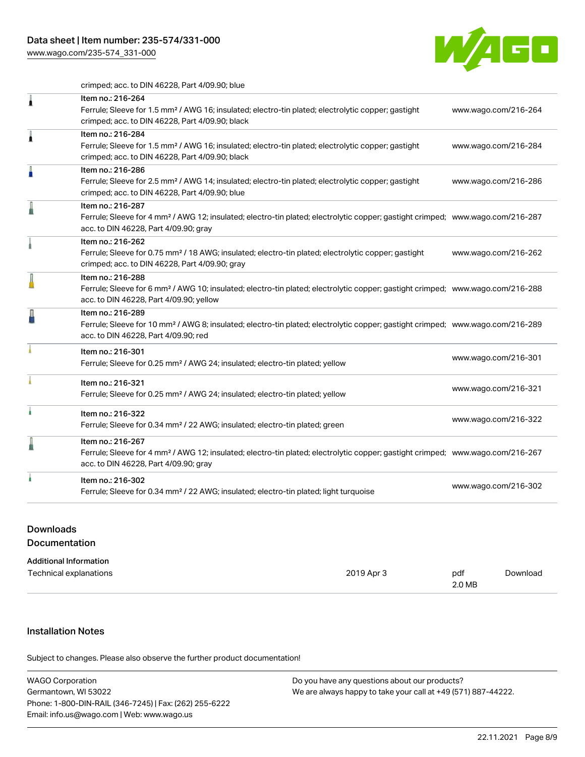crimped; acc. to DIN 46228, Part 4/09.90; blue

| Item | Link |
| --- | --- |
| Item no.: 216-264<br>Ferrule; Sleeve for 1.5 mm² / AWG 16; insulated; electro-tin plated; electrolytic copper; gastight crimped; acc. to DIN 46228, Part 4/09.90; black | www.wago.com/216-264 |
| Item no.: 216-284<br>Ferrule; Sleeve for 1.5 mm² / AWG 16; insulated; electro-tin plated; electrolytic copper; gastight crimped; acc. to DIN 46228, Part 4/09.90; black | www.wago.com/216-284 |
| Item no.: 216-286<br>Ferrule; Sleeve for 2.5 mm² / AWG 14; insulated; electro-tin plated; electrolytic copper; gastight crimped; acc. to DIN 46228, Part 4/09.90; blue | www.wago.com/216-286 |
| Item no.: 216-287<br>Ferrule; Sleeve for 4 mm² / AWG 12; insulated; electro-tin plated; electrolytic copper; gastight crimped; acc. to DIN 46228, Part 4/09.90; gray | www.wago.com/216-287 |
| Item no.: 216-262<br>Ferrule; Sleeve for 0.75 mm² / 18 AWG; insulated; electro-tin plated; electrolytic copper; gastight crimped; acc. to DIN 46228, Part 4/09.90; gray | www.wago.com/216-262 |
| Item no.: 216-288<br>Ferrule; Sleeve for 6 mm² / AWG 10; insulated; electro-tin plated; electrolytic copper; gastight crimped; acc. to DIN 46228, Part 4/09.90; yellow | www.wago.com/216-288 |
| Item no.: 216-289<br>Ferrule; Sleeve for 10 mm² / AWG 8; insulated; electro-tin plated; electrolytic copper; gastight crimped; acc. to DIN 46228, Part 4/09.90; red | www.wago.com/216-289 |
| Item no.: 216-301<br>Ferrule; Sleeve for 0.25 mm² / AWG 24; insulated; electro-tin plated; yellow | www.wago.com/216-301 |
| Item no.: 216-321<br>Ferrule; Sleeve for 0.25 mm² / AWG 24; insulated; electro-tin plated; yellow | www.wago.com/216-321 |
| Item no.: 216-322<br>Ferrule; Sleeve for 0.34 mm² / 22 AWG; insulated; electro-tin plated; green | www.wago.com/216-322 |
| Item no.: 216-267<br>Ferrule; Sleeve for 4 mm² / AWG 12; insulated; electro-tin plated; electrolytic copper; gastight crimped; acc. to DIN 46228, Part 4/09.90; gray | www.wago.com/216-267 |
| Item no.: 216-302<br>Ferrule; Sleeve for 0.34 mm² / 22 AWG; insulated; electro-tin plated; light turquoise | www.wago.com/216-302 |

## Downloads

### Documentation

**Additional Information**

| | | | |
| --- | --- | --- | --- |
| Technical explanations | 2019 Apr 3 | pdf<br>2.0 MB | Download |

## Installation Notes

Subject to changes. Please also observe the further product documentation!

WAGO Corporation
Germantown, WI 53022
Phone: 1-800-DIN-RAIL (346-7245) | Fax: (262) 255-6222
Email: info.us@wago.com | Web: www.wago.us

Do you have any questions about our products?
We are always happy to take your call at +49 (571) 887-44222.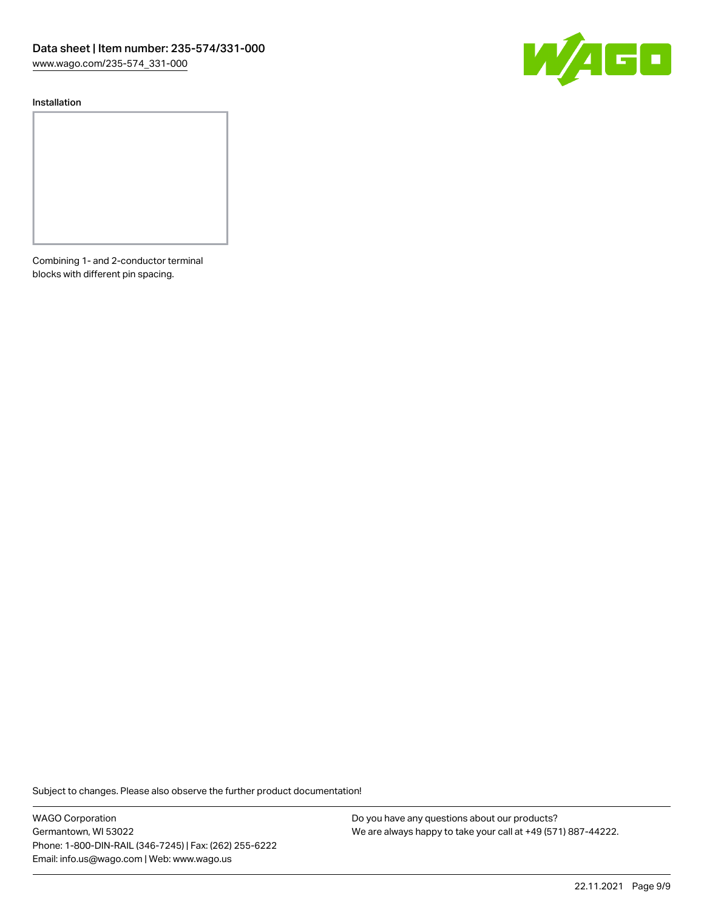Installation

Combining 1- and 2-conductor terminal blocks with different pin spacing.

Subject to changes. Please also observe the further product documentation!

WAGO Corporation
Germantown, WI 53022
Phone: 1-800-DIN-RAIL (346-7245) | Fax: (262) 255-6222
Email: info.us@wago.com | Web: www.wago.us

Do you have any questions about our products?
We are always happy to take your call at +49 (571) 887-44222.